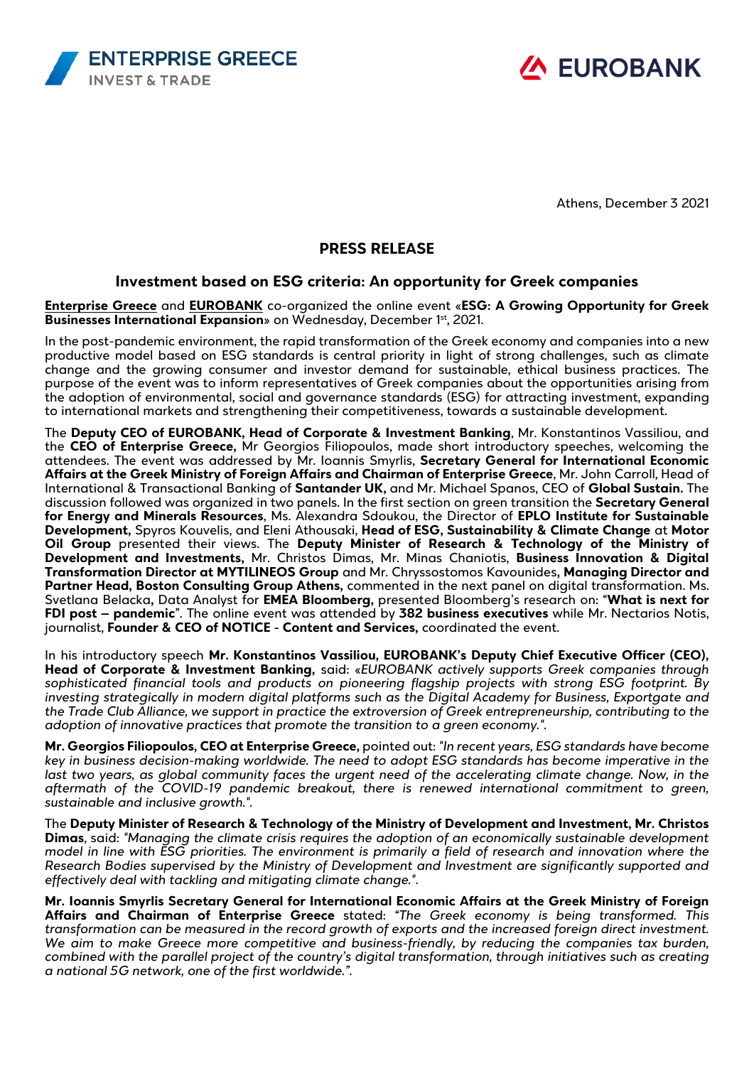Athens, December 3 2021

# PRESS RELEASE

## Investment based on ESG criteria: An opportunity for Greek companies

**Enterprise Greece** and **EUROBANK** co-organized the online event «**ESG: A Growing Opportunity for Greek Businesses International Expansion**» on Wednesday, December 1st, 2021.

In the post-pandemic environment, the rapid transformation of the Greek economy and companies into a new productive model based on ESG standards is central priority in light of strong challenges, such as climate change and the growing consumer and investor demand for sustainable, ethical business practices. The purpose of the event was to inform representatives of Greek companies about the opportunities arising from the adoption of environmental, social and governance standards (ESG) for attracting investment, expanding to international markets and strengthening their competitiveness, towards a sustainable development.

The **Deputy CEO of EUROBANK, Head of Corporate & Investment Banking**, Mr. Konstantinos Vassiliou, and the **CEO of Enterprise Greece,** Mr Georgios Filiopoulos, made short introductory speeches, welcoming the attendees. The event was addressed by Mr. Ioannis Smyrlis, **Secretary General for International Economic Affairs at the Greek Ministry of Foreign Affairs and Chairman of Enterprise Greece**, Mr. John Carroll, Head of International & Transactional Banking of **Santander UK,** and Mr. Michael Spanos, CEO of **Global Sustain.** The discussion followed was organized in two panels. In the first section on green transition the **Secretary General for Energy and Minerals Resources**, Ms. Alexandra Sdoukou, the Director of **EPLO Institute for Sustainable Development,** Spyros Kouvelis, and Eleni Athousaki, **Head of ESG, Sustainability & Climate Change** at **Motor Oil Group** presented their views. The **Deputy Minister of Research & Technology of the Ministry of Development and Investments,** Mr. Christos Dimas, Mr. Minas Chaniotis, **Business Innovation & Digital Transformation Director at MYTILINEOS Group** and Mr. Chryssostomos Kavounides**, Managing Director and Partner Head, Boston Consulting Group Athens,** commented in the next panel on digital transformation. Ms. Svetlana Belacka**,** Data Analyst for **EMEA Bloomberg,** presented Bloomberg's research on: "**What is next for FDI post – pandemic**". The online event was attended by **382 business executives** while Mr. Nectarios Notis, journalist, **Founder & CEO of NOTICE - Content and Services,** coordinated the event.

In his introductory speech **Mr. Konstantinos Vassiliou, EUROBANK's Deputy Chief Executive Officer (CEO), Head of Corporate & Investment Banking,** said: *«EUROBANK actively supports Greek companies through sophisticated financial tools and products on pioneering flagship projects with strong ESG footprint. By investing strategically in modern digital platforms such as the Digital Academy for Business, Exportgate and the Trade Club Alliance, we support in practice the extroversion of Greek entrepreneurship, contributing to the adoption of innovative practices that promote the transition to a green economy.".*

**Mr. Georgios Filiopoulos, CEO at Enterprise Greece,** pointed out: *"In recent years, ESG standards have become key in business decision-making worldwide. The need to adopt ESG standards has become imperative in the last two years, as global community faces the urgent need of the accelerating climate change. Now, in the aftermath of the COVID-19 pandemic breakout, there is renewed international commitment to green, sustainable and inclusive growth.".*

The **Deputy Minister of Research & Technology of the Ministry of Development and Investment, Mr. Christos Dimas**, said: *"Managing the climate crisis requires the adoption of an economically sustainable development model in line with ESG priorities. The environment is primarily a field of research and innovation where the Research Bodies supervised by the Ministry of Development and Investment are significantly supported and effectively deal with tackling and mitigating climate change.".*

**Mr. Ioannis Smyrlis Secretary General for International Economic Affairs at the Greek Ministry of Foreign Affairs and Chairman of Enterprise Greece** stated: *"The Greek economy is being transformed. This transformation can be measured in the record growth of exports and the increased foreign direct investment. We aim to make Greece more competitive and business-friendly, by reducing the companies tax burden, combined with the parallel project of the country's digital transformation, through initiatives such as creating a national 5G network, one of the first worldwide.".*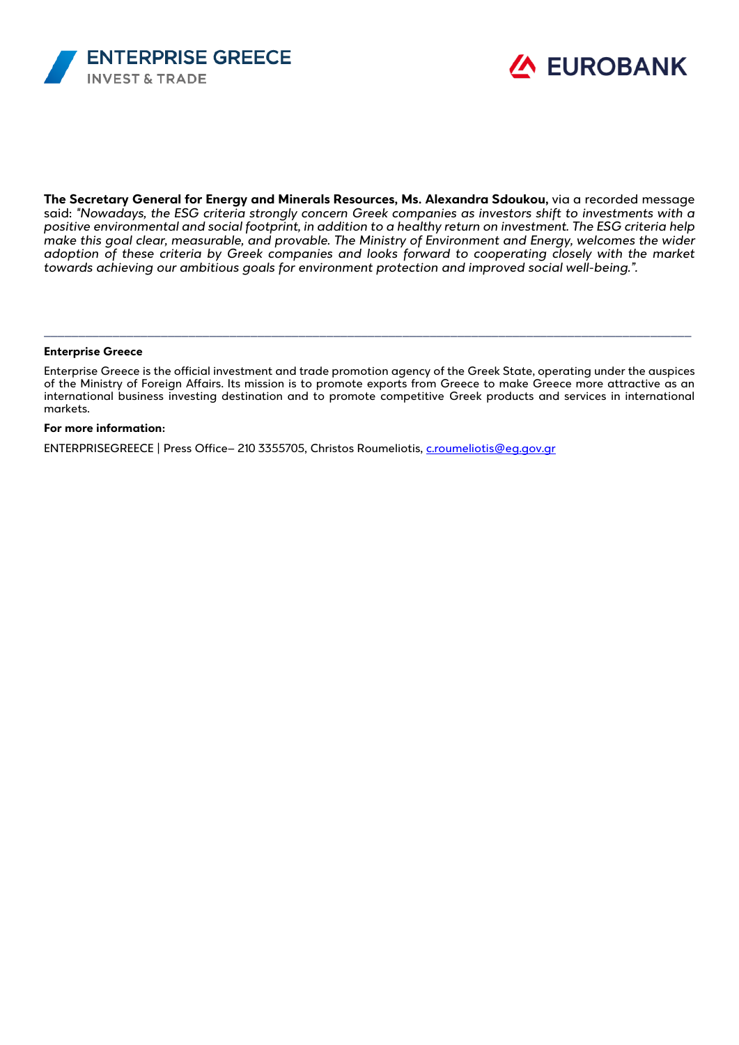**The Secretary General for Energy and Minerals Resources, Ms. Alexandra Sdoukou,** via a recorded message said: *"Nowadays, the ESG criteria strongly concern Greek companies as investors shift to investments with a positive environmental and social footprint, in addition to a healthy return on investment. The ESG criteria help make this goal clear, measurable, and provable. The Ministry of Environment and Energy, welcomes the wider adoption of these criteria by Greek companies and looks forward to cooperating closely with the market towards achieving our ambitious goals for environment protection and improved social well-being."*.

---

**Enterprise Greece**

Enterprise Greece is the official investment and trade promotion agency of the Greek State, operating under the auspices of the Ministry of Foreign Affairs. Its mission is to promote exports from Greece to make Greece more attractive as an international business investing destination and to promote competitive Greek products and services in international markets.

**For more information:**

ENTERPRISEGREECE | Press Office– 210 3355705, Christos Roumeliotis, c.roumeliotis@eg.gov.gr